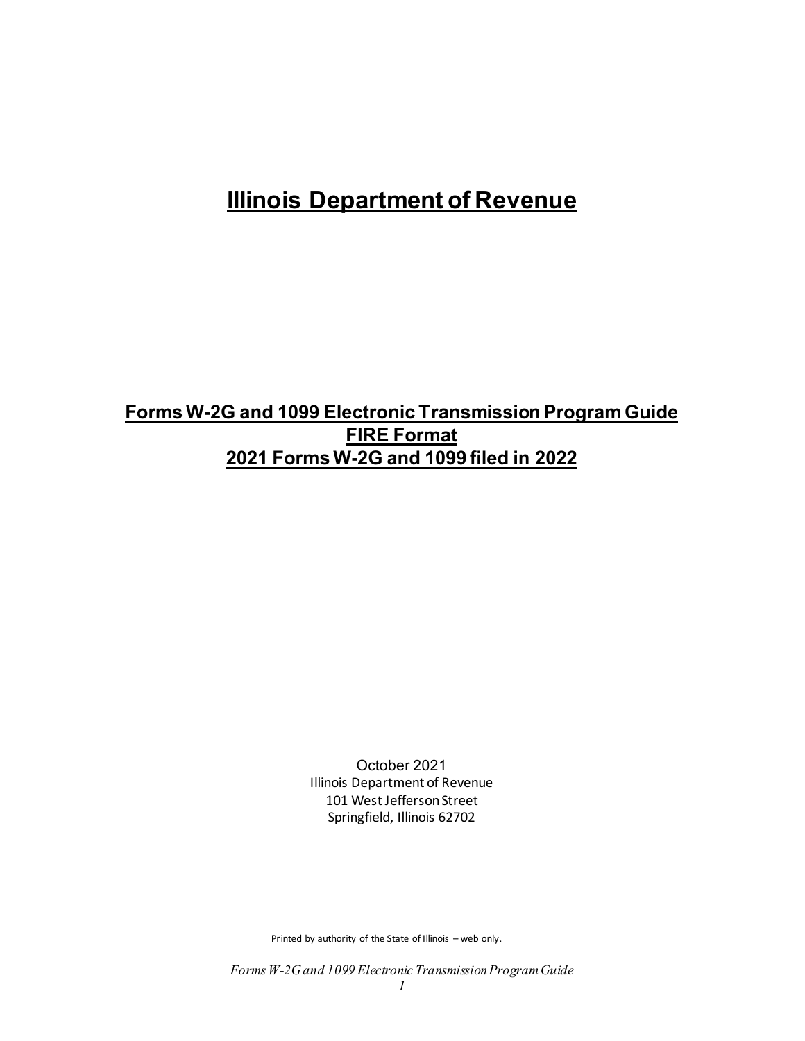# Illinois Department of Revenue

## Forms W-2G and 1099 Electronic Transmission Program Guide
## FIRE Format
## 2021 Forms W-2G and 1099 filed in 2022

October 2021
Illinois Department of Revenue
101 West Jefferson Street
Springfield, Illinois 62702

Printed by authority of the State of Illinois – web only.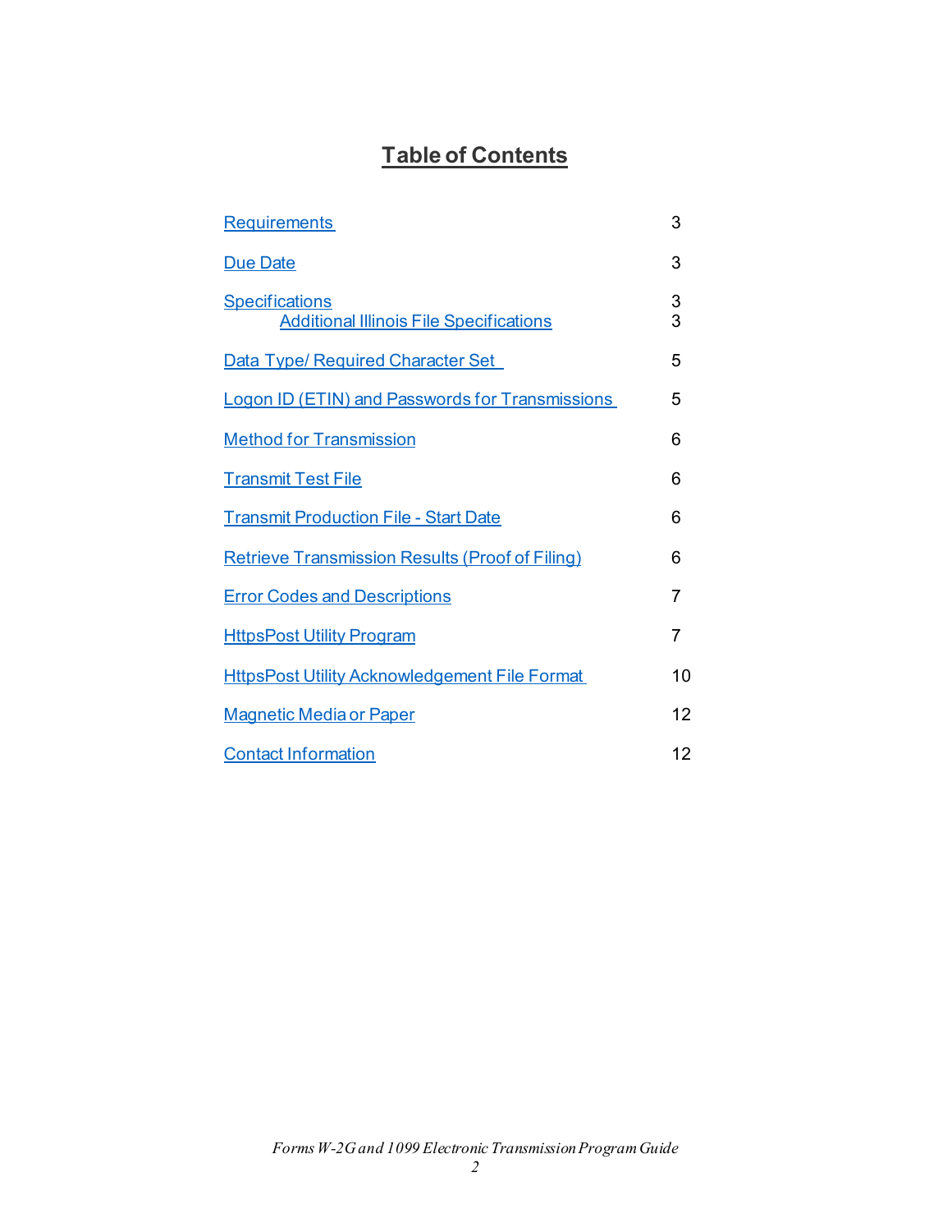# Table of Contents

| | |
|---|---|
| Requirements | 3 |
| Due Date | 3 |
| Specifications | 3 |
| Additional Illinois File Specifications | 3 |
| Data Type/ Required Character Set | 5 |
| Logon ID (ETIN) and Passwords for Transmissions | 5 |
| Method for Transmission | 6 |
| Transmit Test File | 6 |
| Transmit Production File - Start Date | 6 |
| Retrieve Transmission Results (Proof of Filing) | 6 |
| Error Codes and Descriptions | 7 |
| HttpsPost Utility Program | 7 |
| HttpsPost Utility Acknowledgement File Format | 10 |
| Magnetic Media or Paper | 12 |
| Contact Information | 12 |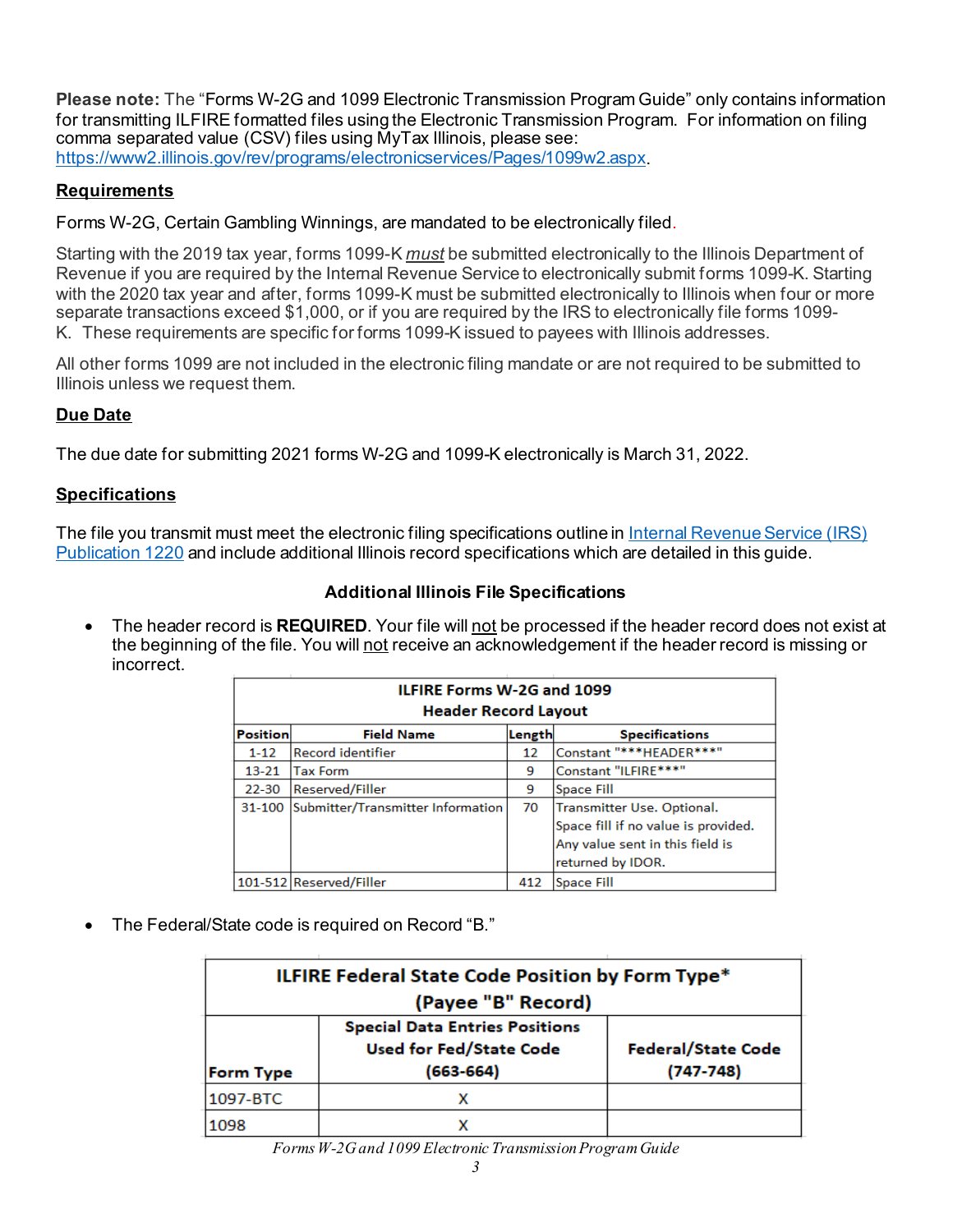**Please note:** The "Forms W-2G and 1099 Electronic Transmission Program Guide" only contains information for transmitting ILFIRE formatted files using the Electronic Transmission Program. For information on filing comma separated value (CSV) files using MyTax Illinois, please see: [https://www2.illinois.gov/rev/programs/electronicservices/Pages/1099w2.aspx](https://www2.illinois.gov/rev/programs/electronicservices/Pages/1099w2.aspx).

## Requirements

Forms W-2G, Certain Gambling Winnings, are mandated to be electronically filed.

Starting with the 2019 tax year, forms 1099-K *must* be submitted electronically to the Illinois Department of Revenue if you are required by the Internal Revenue Service to electronically submit forms 1099-K. Starting with the 2020 tax year and after, forms 1099-K must be submitted electronically to Illinois when four or more separate transactions exceed $1,000, or if you are required by the IRS to electronically file forms 1099-K. These requirements are specific for forms 1099-K issued to payees with Illinois addresses.

All other forms 1099 are not included in the electronic filing mandate or are not required to be submitted to Illinois unless we request them.

## Due Date

The due date for submitting 2021 forms W-2G and 1099-K electronically is March 31, 2022.

## Specifications

The file you transmit must meet the electronic filing specifications outline in Internal Revenue Service (IRS) Publication 1220 and include additional Illinois record specifications which are detailed in this guide.

### Additional Illinois File Specifications

- The header record is **REQUIRED**. Your file will not be processed if the header record does not exist at the beginning of the file. You will not receive an acknowledgement if the header record is missing or incorrect.

| ILFIRE Forms W-2G and 1099 Header Record Layout | | | |
|---|---|---|---|
| **Position** | **Field Name** | **Length** | **Specifications** |
| 1-12 | Record identifier | 12 | Constant "***HEADER***" |
| 13-21 | Tax Form | 9 | Constant "ILFIRE***" |
| 22-30 | Reserved/Filler | 9 | Space Fill |
| 31-100 | Submitter/Transmitter Information | 70 | Transmitter Use. Optional. Space fill if no value is provided. Any value sent in this field is returned by IDOR. |
| 101-512 | Reserved/Filler | 412 | Space Fill |

- The Federal/State code is required on Record "B."

| ILFIRE Federal State Code Position by Form Type* (Payee "B" Record) | | |
|---|---|---|
| **Form Type** | **Special Data Entries Positions Used for Fed/State Code (663-664)** | **Federal/State Code (747-748)** |
| 1097-BTC | X | |
| 1098 | X | |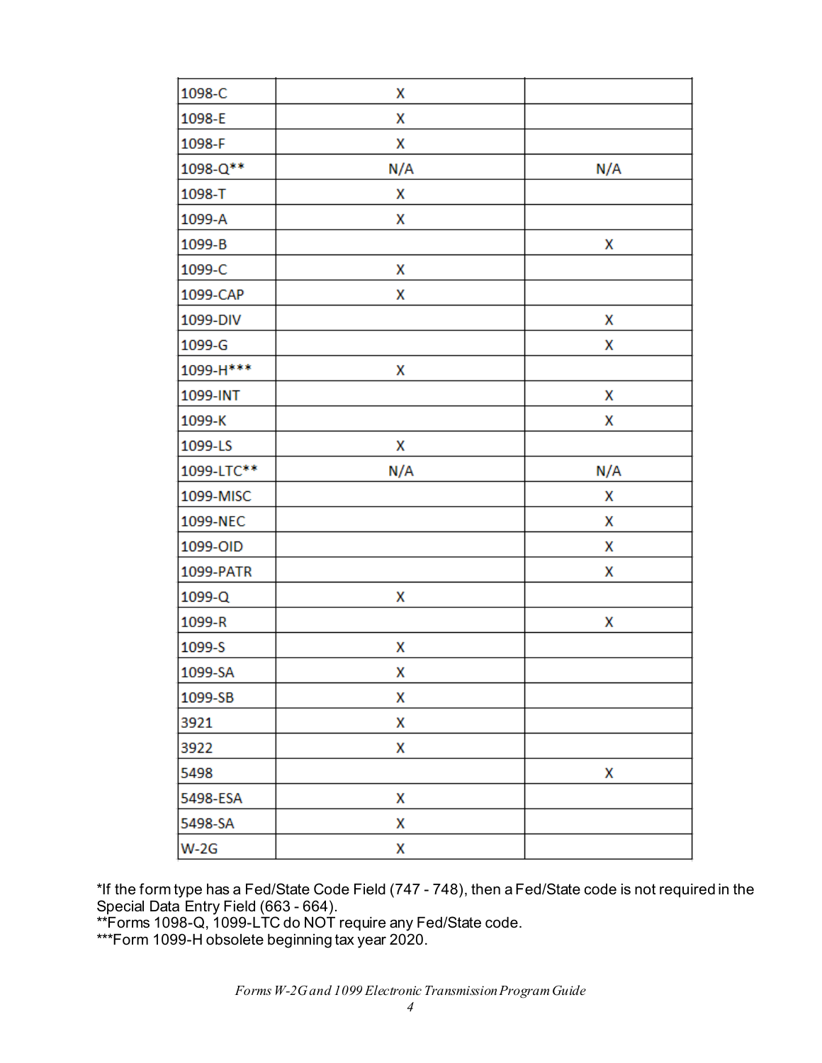| | | |
|---|---|---|
| 1098-C | X | |
| 1098-E | X | |
| 1098-F | X | |
| 1098-Q** | N/A | N/A |
| 1098-T | X | |
| 1099-A | X | |
| 1099-B | | X |
| 1099-C | X | |
| 1099-CAP | X | |
| 1099-DIV | | X |
| 1099-G | | X |
| 1099-H*** | X | |
| 1099-INT | | X |
| 1099-K | | X |
| 1099-LS | X | |
| 1099-LTC** | N/A | N/A |
| 1099-MISC | | X |
| 1099-NEC | | X |
| 1099-OID | | X |
| 1099-PATR | | X |
| 1099-Q | X | |
| 1099-R | | X |
| 1099-S | X | |
| 1099-SA | X | |
| 1099-SB | X | |
| 3921 | X | |
| 3922 | X | |
| 5498 | | X |
| 5498-ESA | X | |
| 5498-SA | X | |
| W-2G | X | |

*If the form type has a Fed/State Code Field (747 - 748), then a Fed/State code is not required in the Special Data Entry Field (663 - 664).
**Forms 1098-Q, 1099-LTC do NOT require any Fed/State code.
***Form 1099-H obsolete beginning tax year 2020.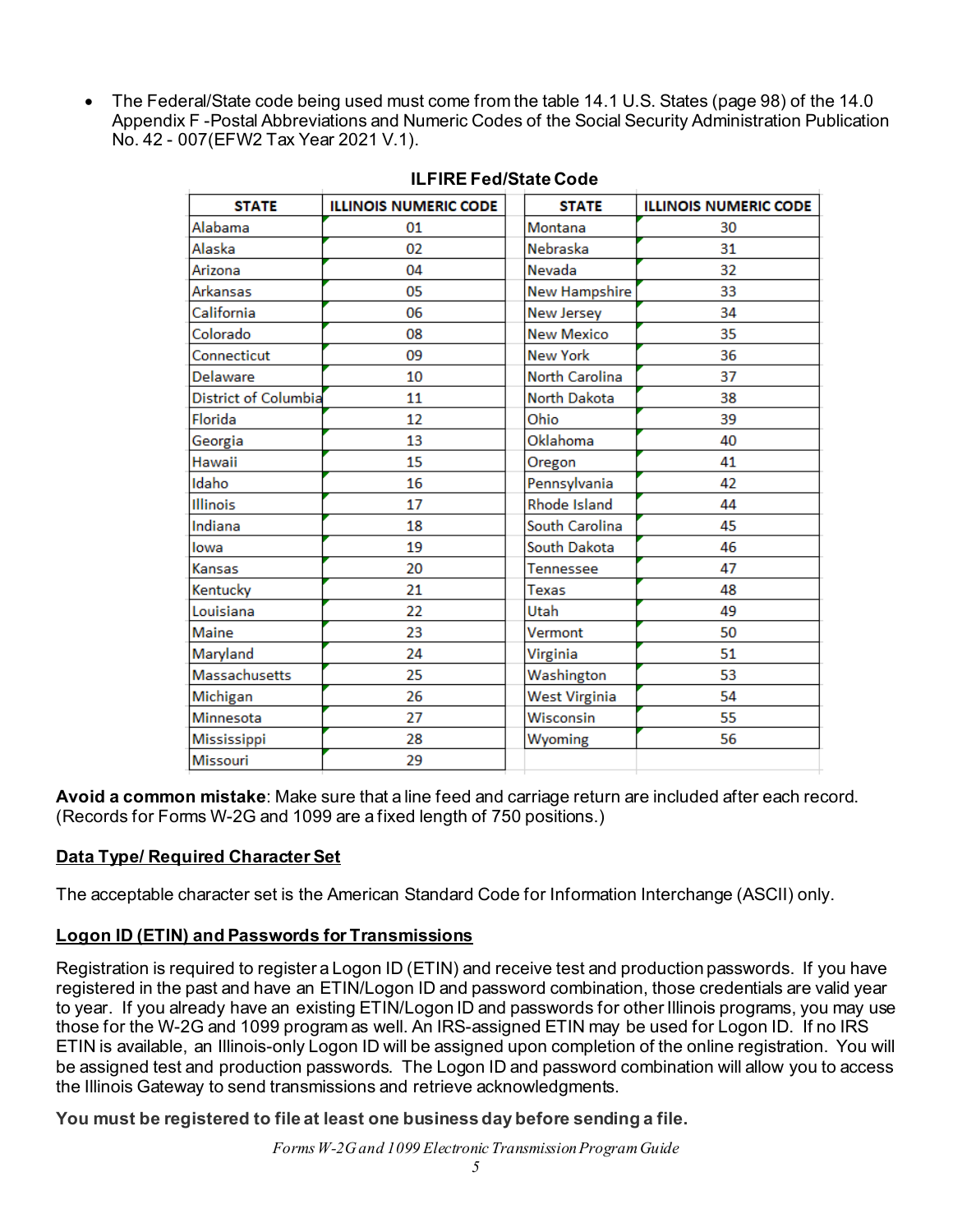- The Federal/State code being used must come from the table 14.1 U.S. States (page 98) of the 14.0 Appendix F -Postal Abbreviations and Numeric Codes of the Social Security Administration Publication No. 42 - 007(EFW2 Tax Year 2021 V.1).

**ILFIRE Fed/State Code**

| STATE | ILLINOIS NUMERIC CODE | STATE | ILLINOIS NUMERIC CODE |
|---|---|---|---|
| Alabama | 01 | Montana | 30 |
| Alaska | 02 | Nebraska | 31 |
| Arizona | 04 | Nevada | 32 |
| Arkansas | 05 | New Hampshire | 33 |
| California | 06 | New Jersey | 34 |
| Colorado | 08 | New Mexico | 35 |
| Connecticut | 09 | New York | 36 |
| Delaware | 10 | North Carolina | 37 |
| District of Columbia | 11 | North Dakota | 38 |
| Florida | 12 | Ohio | 39 |
| Georgia | 13 | Oklahoma | 40 |
| Hawaii | 15 | Oregon | 41 |
| Idaho | 16 | Pennsylvania | 42 |
| Illinois | 17 | Rhode Island | 44 |
| Indiana | 18 | South Carolina | 45 |
| Iowa | 19 | South Dakota | 46 |
| Kansas | 20 | Tennessee | 47 |
| Kentucky | 21 | Texas | 48 |
| Louisiana | 22 | Utah | 49 |
| Maine | 23 | Vermont | 50 |
| Maryland | 24 | Virginia | 51 |
| Massachusetts | 25 | Washington | 53 |
| Michigan | 26 | West Virginia | 54 |
| Minnesota | 27 | Wisconsin | 55 |
| Mississippi | 28 | Wyoming | 56 |
| Missouri | 29 | | |

**Avoid a common mistake**: Make sure that a line feed and carriage return are included after each record. (Records for Forms W-2G and 1099 are a fixed length of 750 positions.)

## Data Type/ Required Character Set

The acceptable character set is the American Standard Code for Information Interchange (ASCII) only.

## Logon ID (ETIN) and Passwords for Transmissions

Registration is required to register a Logon ID (ETIN) and receive test and production passwords. If you have registered in the past and have an ETIN/Logon ID and password combination, those credentials are valid year to year. If you already have an existing ETIN/Logon ID and passwords for other Illinois programs, you may use those for the W-2G and 1099 program as well. An IRS-assigned ETIN may be used for Logon ID. If no IRS ETIN is available, an Illinois-only Logon ID will be assigned upon completion of the online registration. You will be assigned test and production passwords. The Logon ID and password combination will allow you to access the Illinois Gateway to send transmissions and retrieve acknowledgments.

**You must be registered to file at least one business day before sending a file.**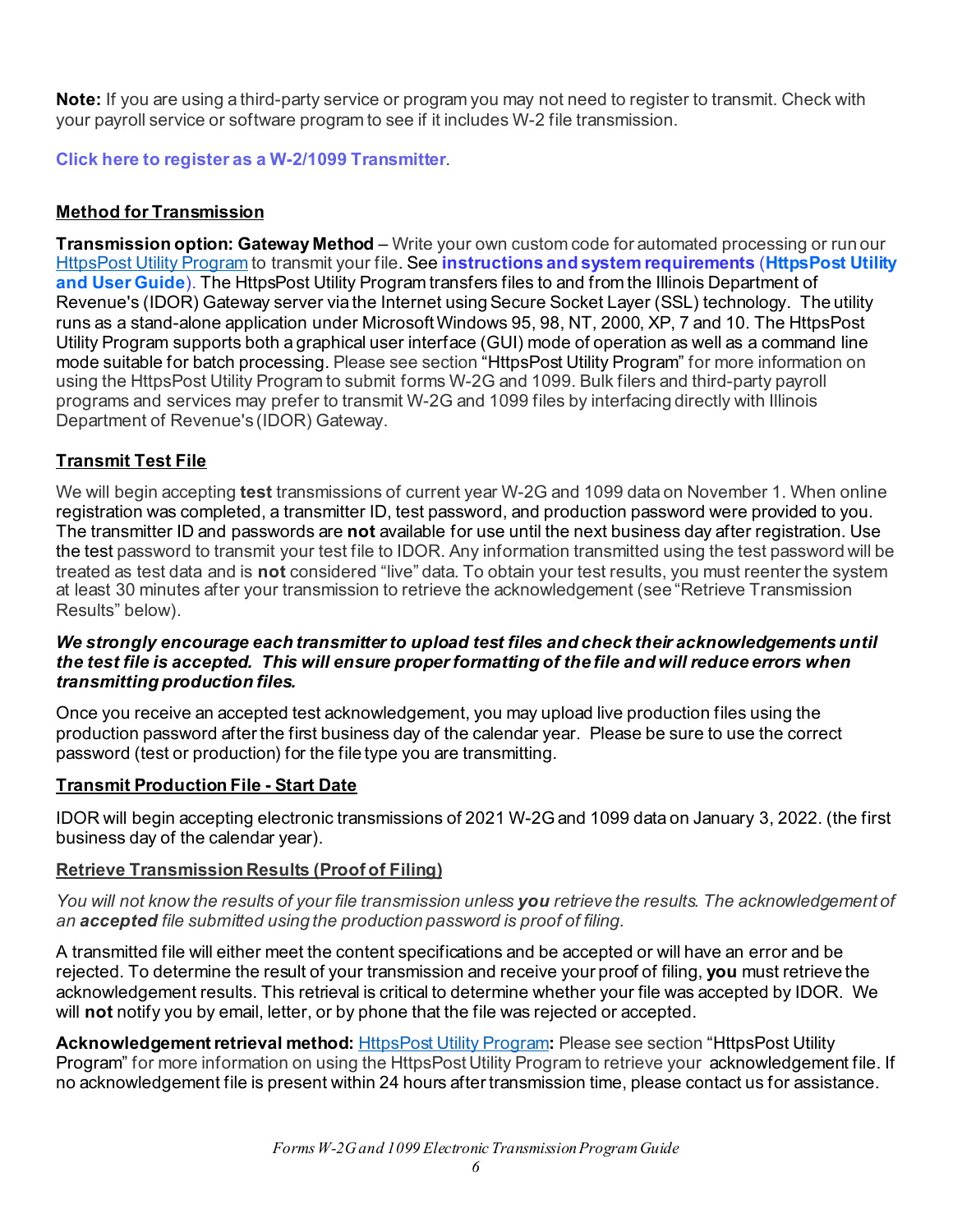**Note:** If you are using a third-party service or program you may not need to register to transmit. Check with your payroll service or software program to see if it includes W-2 file transmission.

**Click here to register as a W-2/1099 Transmitter**.

## Method for Transmission

**Transmission option: Gateway Method** – Write your own custom code for automated processing or run our HttpsPost Utility Program to transmit your file. See **instructions and system requirements** (**HttpsPost Utility and User Guide**). The HttpsPost Utility Program transfers files to and from the Illinois Department of Revenue's (IDOR) Gateway server via the Internet using Secure Socket Layer (SSL) technology. The utility runs as a stand-alone application under Microsoft Windows 95, 98, NT, 2000, XP, 7 and 10. The HttpsPost Utility Program supports both a graphical user interface (GUI) mode of operation as well as a command line mode suitable for batch processing. Please see section "HttpsPost Utility Program" for more information on using the HttpsPost Utility Program to submit forms W-2G and 1099. Bulk filers and third-party payroll programs and services may prefer to transmit W-2G and 1099 files by interfacing directly with Illinois Department of Revenue's (IDOR) Gateway.

## Transmit Test File

We will begin accepting **test** transmissions of current year W-2G and 1099 data on November 1. When online registration was completed, a transmitter ID, test password, and production password were provided to you. The transmitter ID and passwords are **not** available for use until the next business day after registration. Use the test password to transmit your test file to IDOR. Any information transmitted using the test password will be treated as test data and is **not** considered "live" data. To obtain your test results, you must reenter the system at least 30 minutes after your transmission to retrieve the acknowledgement (see "Retrieve Transmission Results" below).

***We strongly encourage each transmitter to upload test files and check their acknowledgements until the test file is accepted. This will ensure proper formatting of the file and will reduce errors when transmitting production files.***

Once you receive an accepted test acknowledgement, you may upload live production files using the production password after the first business day of the calendar year. Please be sure to use the correct password (test or production) for the file type you are transmitting.

## Transmit Production File - Start Date

IDOR will begin accepting electronic transmissions of 2021 W-2G and 1099 data on January 3, 2022. (the first business day of the calendar year).

## Retrieve Transmission Results (Proof of Filing)

*You will not know the results of your file transmission unless **you** retrieve the results. The acknowledgement of an **accepted** file submitted using the production password is proof of filing.*

A transmitted file will either meet the content specifications and be accepted or will have an error and be rejected. To determine the result of your transmission and receive your proof of filing, **you** must retrieve the acknowledgement results. This retrieval is critical to determine whether your file was accepted by IDOR. We will **not** notify you by email, letter, or by phone that the file was rejected or accepted.

**Acknowledgement retrieval method:** HttpsPost Utility Program**:** Please see section "HttpsPost Utility Program" for more information on using the HttpsPost Utility Program to retrieve your acknowledgement file. If no acknowledgement file is present within 24 hours after transmission time, please contact us for assistance.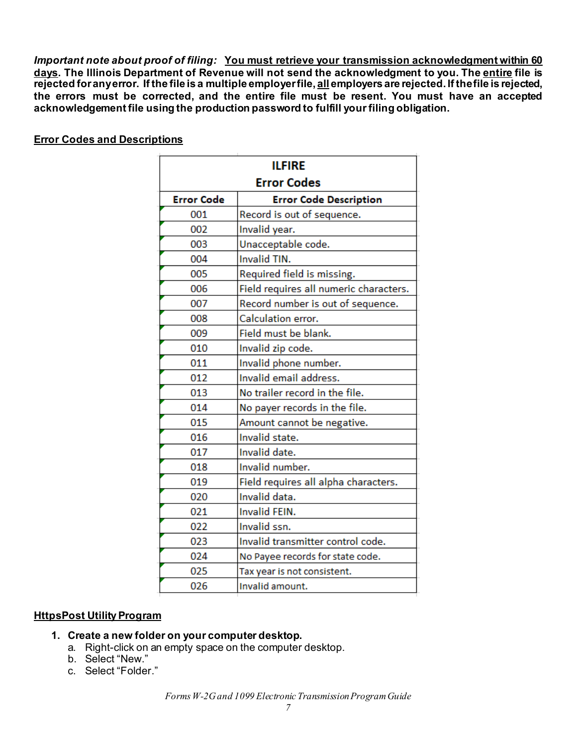***Important note about proof of filing:*** **<u>You must retrieve your transmission acknowledgment within 60 days</u>. The Illinois Department of Revenue will not send the acknowledgment to you. The <u>entire</u> file is rejected for any error. If the file is a multiple employer file, <u>all</u> employers are rejected. If the file is rejected, the errors must be corrected, and the entire file must be resent. You must have an accepted acknowledgement file using the production password to fulfill your filing obligation.**

**<u>Error Codes and Descriptions</u>**

| ILFIRE Error Codes | |
|---|---|
| **Error Code** | **Error Code Description** |
| 001 | Record is out of sequence. |
| 002 | Invalid year. |
| 003 | Unacceptable code. |
| 004 | Invalid TIN. |
| 005 | Required field is missing. |
| 006 | Field requires all numeric characters. |
| 007 | Record number is out of sequence. |
| 008 | Calculation error. |
| 009 | Field must be blank. |
| 010 | Invalid zip code. |
| 011 | Invalid phone number. |
| 012 | Invalid email address. |
| 013 | No trailer record in the file. |
| 014 | No payer records in the file. |
| 015 | Amount cannot be negative. |
| 016 | Invalid state. |
| 017 | Invalid date. |
| 018 | Invalid number. |
| 019 | Field requires all alpha characters. |
| 020 | Invalid data. |
| 021 | Invalid FEIN. |
| 022 | Invalid ssn. |
| 023 | Invalid transmitter control code. |
| 024 | No Payee records for state code. |
| 025 | Tax year is not consistent. |
| 026 | Invalid amount. |

**<u>HttpsPost Utility Program</u>**

1. **Create a new folder on your computer desktop.**
   a. Right-click on an empty space on the computer desktop.
   b. Select "New."
   c. Select "Folder."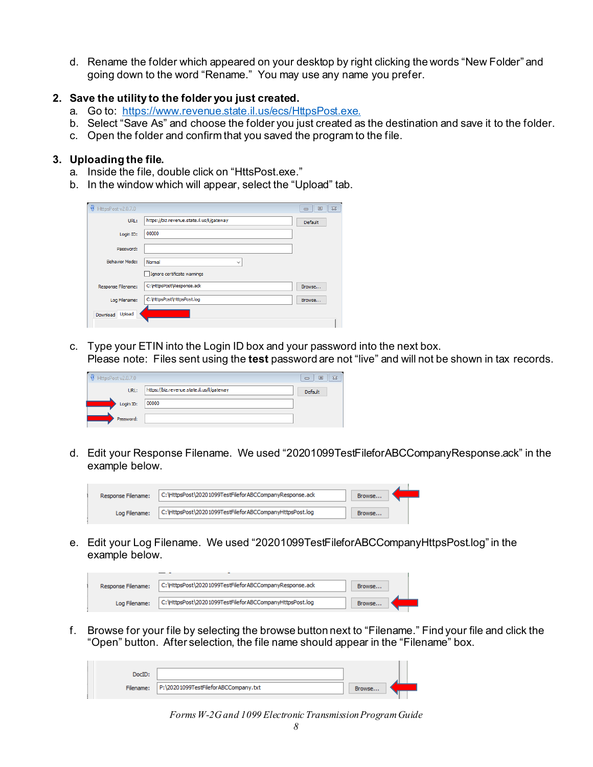d. Rename the folder which appeared on your desktop by right clicking the words "New Folder" and going down to the word "Rename." You may use any name you prefer.

2. **Save the utility to the folder you just created.**
   a. Go to: https://www.revenue.state.il.us/ecs/HttpsPost.exe.
   b. Select "Save As" and choose the folder you just created as the destination and save it to the folder.
   c. Open the folder and confirm that you saved the program to the file.

3. **Uploading the file.**
   a. Inside the file, double click on "HttsPost.exe."
   b. In the window which will appear, select the "Upload" tab.

   c. Type your ETIN into the Login ID box and your password into the next box.
   Please note: Files sent using the **test** password are not "live" and will not be shown in tax records.

   d. Edit your Response Filename. We used "20201099TestFileforABCCompanyResponse.ack" in the example below.

   e. Edit your Log Filename. We used "20201099TestFileforABCCompanyHttpsPost.log" in the example below.

   f. Browse for your file by selecting the browse button next to "Filename." Find your file and click the "Open" button. After selection, the file name should appear in the "Filename" box.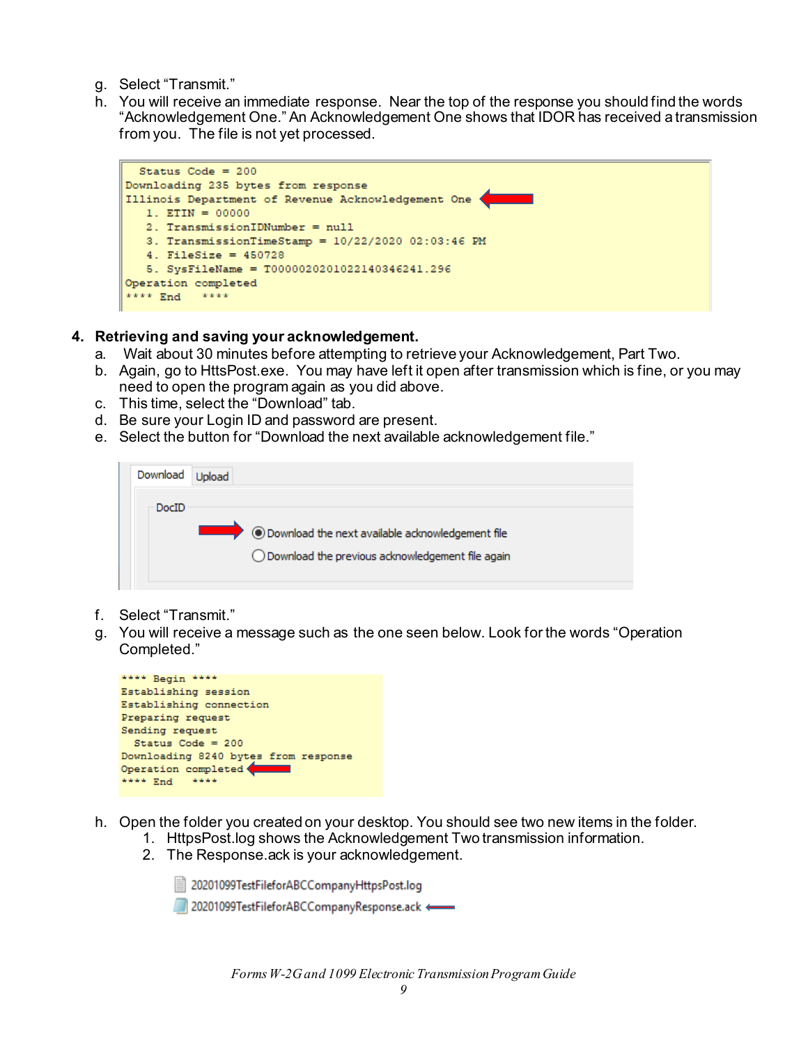g. Select "Transmit."

h. You will receive an immediate response. Near the top of the response you should find the words "Acknowledgement One." An Acknowledgement One shows that IDOR has received a transmission from you. The file is not yet processed.

```
  Status Code = 200
Downloading 235 bytes from response
Illinois Department of Revenue Acknowledgement One
   1. ETIN = 00000
   2. TransmissionIDNumber = null
   3. TransmissionTimeStamp = 10/22/2020 02:03:46 PM
   4. FileSize = 450728
   5. SysFileName = T0000020201022140346241.296
Operation completed
**** End   ****
```

## 4. Retrieving and saving your acknowledgement.

a. Wait about 30 minutes before attempting to retrieve your Acknowledgement, Part Two.

b. Again, go to HttpsPost.exe. You may have left it open after transmission which is fine, or you may need to open the program again as you did above.

c. This time, select the "Download" tab.

d. Be sure your Login ID and password are present.

e. Select the button for "Download the next available acknowledgement file."

```
Download | Upload
DocID
  (•) Download the next available acknowledgement file
  ( ) Download the previous acknowledgement file again
```

f. Select "Transmit."

g. You will receive a message such as the one seen below. Look for the words "Operation Completed."

```
**** Begin ****
Establishing session
Establishing connection
Preparing request
Sending request
  Status Code = 200
Downloading 8240 bytes from response
Operation completed
**** End   ****
```

h. Open the folder you created on your desktop. You should see two new items in the folder.
   1. HttpsPost.log shows the Acknowledgement Two transmission information.
   2. The Response.ack is your acknowledgement.

```
20201099TestFileforABCCompanyHttpsPost.log
20201099TestFileforABCCompanyResponse.ack
```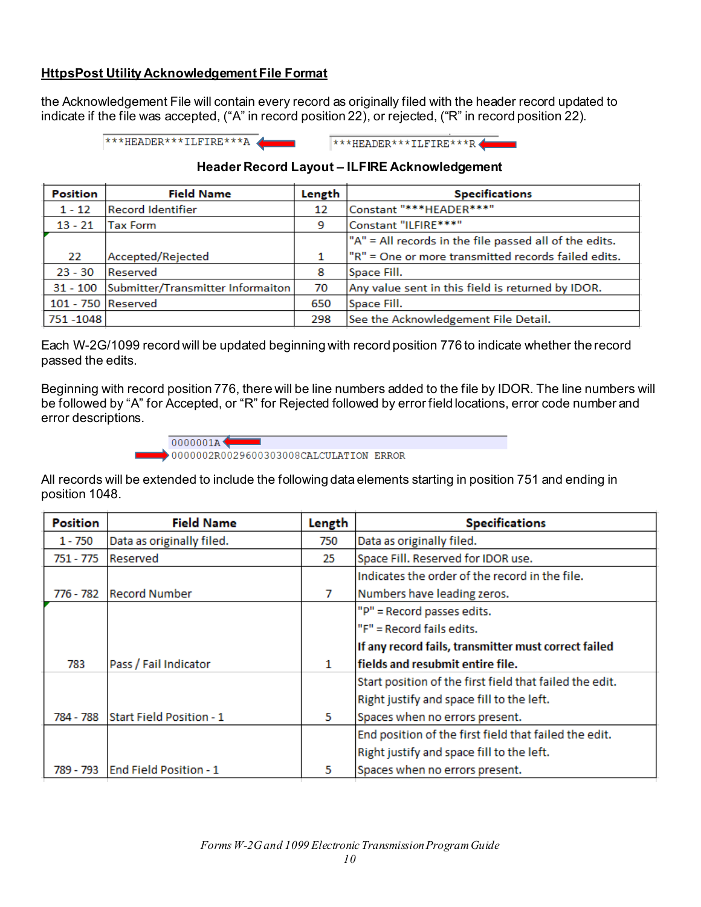## HttpsPost Utility Acknowledgement File Format

the Acknowledgement File will contain every record as originally filed with the header record updated to indicate if the file was accepted, ("A" in record position 22), or rejected, ("R" in record position 22).

```
***HEADER***ILFIRE***A        ***HEADER***ILFIRE***R
```

### Header Record Layout – ILFIRE Acknowledgement

| Position | Field Name | Length | Specifications |
|---|---|---|---|
| 1 - 12 | Record Identifier | 12 | Constant "***HEADER***" |
| 13 - 21 | Tax Form | 9 | Constant "ILFIRE***" |
| 22 | Accepted/Rejected | 1 | "A" = All records in the file passed all of the edits.<br>"R" = One or more transmitted records failed edits. |
| 23 - 30 | Reserved | 8 | Space Fill. |
| 31 - 100 | Submitter/Transmitter Informaiton | 70 | Any value sent in this field is returned by IDOR. |
| 101 - 750 | Reserved | 650 | Space Fill. |
| 751 -1048 | | 298 | See the Acknowledgement File Detail. |

Each W-2G/1099 record will be updated beginning with record position 776 to indicate whether the record passed the edits.

Beginning with record position 776, there will be line numbers added to the file by IDOR. The line numbers will be followed by "A" for Accepted, or "R" for Rejected followed by error field locations, error code number and error descriptions.

```
0000001A
0000002R0029600303008CALCULATION ERROR
```

All records will be extended to include the following data elements starting in position 751 and ending in position 1048.

| Position | Field Name | Length | Specifications |
|---|---|---|---|
| 1 - 750 | Data as originally filed. | 750 | Data as originally filed. |
| 751 - 775 | Reserved | 25 | Space Fill. Reserved for IDOR use. |
| 776 - 782 | Record Number | 7 | Indicates the order of the record in the file.<br>Numbers have leading zeros. |
| 783 | Pass / Fail Indicator | 1 | "P" = Record passes edits.<br>"F" = Record fails edits.<br>**If any record fails, transmitter must correct failed fields and resubmit entire file.** |
| 784 - 788 | Start Field Position - 1 | 5 | Start position of the first field that failed the edit.<br>Right justify and space fill to the left.<br>Spaces when no errors present. |
| 789 - 793 | End Field Position - 1 | 5 | End position of the first field that failed the edit.<br>Right justify and space fill to the left.<br>Spaces when no errors present. |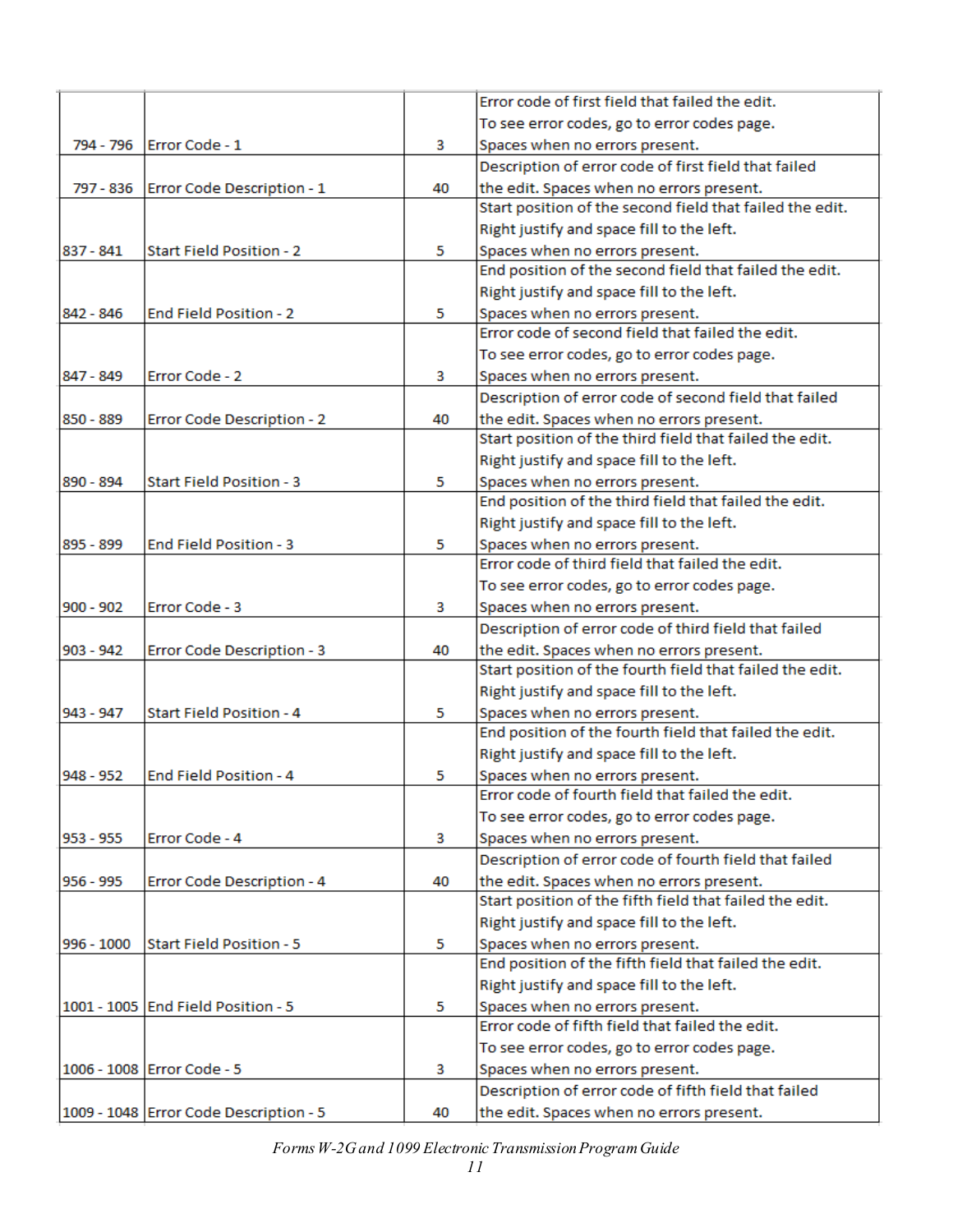| | | | |
|---|---|---|---|
| 794 - 796 | Error Code - 1 | 3 | Error code of first field that failed the edit. To see error codes, go to error codes page. Spaces when no errors present. |
| 797 - 836 | Error Code Description - 1 | 40 | Description of error code of first field that failed the edit. Spaces when no errors present. |
| 837 - 841 | Start Field Position - 2 | 5 | Start position of the second field that failed the edit. Right justify and space fill to the left. Spaces when no errors present. |
| 842 - 846 | End Field Position - 2 | 5 | End position of the second field that failed the edit. Right justify and space fill to the left. Spaces when no errors present. |
| 847 - 849 | Error Code - 2 | 3 | Error code of second field that failed the edit. To see error codes, go to error codes page. Spaces when no errors present. |
| 850 - 889 | Error Code Description - 2 | 40 | Description of error code of second field that failed the edit. Spaces when no errors present. |
| 890 - 894 | Start Field Position - 3 | 5 | Start position of the third field that failed the edit. Right justify and space fill to the left. Spaces when no errors present. |
| 895 - 899 | End Field Position - 3 | 5 | End position of the third field that failed the edit. Right justify and space fill to the left. Spaces when no errors present. |
| 900 - 902 | Error Code - 3 | 3 | Error code of third field that failed the edit. To see error codes, go to error codes page. Spaces when no errors present. |
| 903 - 942 | Error Code Description - 3 | 40 | Description of error code of third field that failed the edit. Spaces when no errors present. |
| 943 - 947 | Start Field Position - 4 | 5 | Start position of the fourth field that failed the edit. Right justify and space fill to the left. Spaces when no errors present. |
| 948 - 952 | End Field Position - 4 | 5 | End position of the fourth field that failed the edit. Right justify and space fill to the left. Spaces when no errors present. |
| 953 - 955 | Error Code - 4 | 3 | Error code of fourth field that failed the edit. To see error codes, go to error codes page. Spaces when no errors present. |
| 956 - 995 | Error Code Description - 4 | 40 | Description of error code of fourth field that failed the edit. Spaces when no errors present. |
| 996 - 1000 | Start Field Position - 5 | 5 | Start position of the fifth field that failed the edit. Right justify and space fill to the left. Spaces when no errors present. |
| 1001 - 1005 | End Field Position - 5 | 5 | End position of the fifth field that failed the edit. Right justify and space fill to the left. Spaces when no errors present. |
| 1006 - 1008 | Error Code - 5 | 3 | Error code of fifth field that failed the edit. To see error codes, go to error codes page. Spaces when no errors present. |
| 1009 - 1048 | Error Code Description - 5 | 40 | Description of error code of fifth field that failed the edit. Spaces when no errors present. |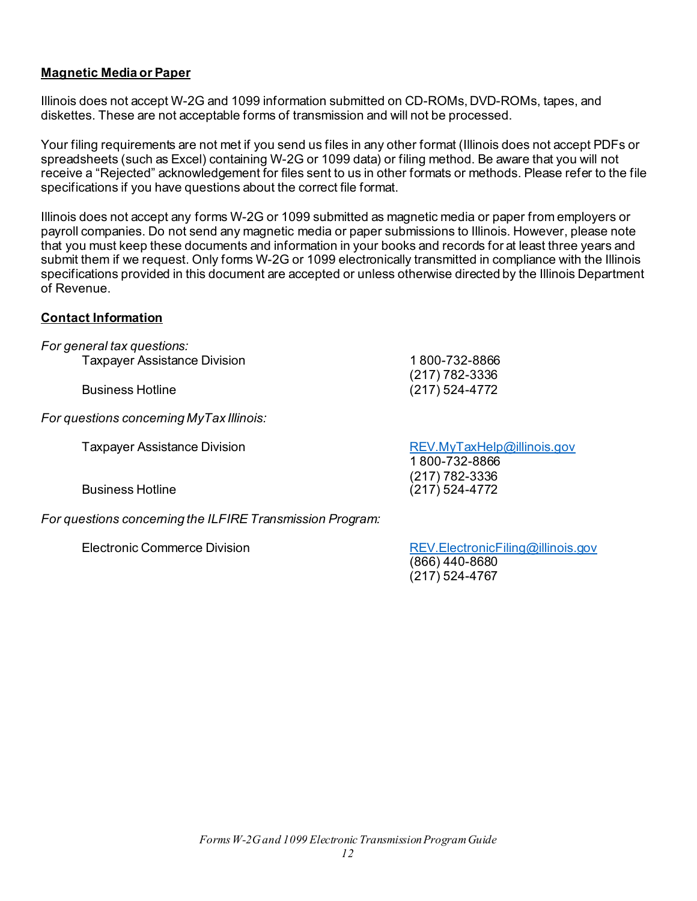**Magnetic Media or Paper**

Illinois does not accept W-2G and 1099 information submitted on CD-ROMs, DVD-ROMs, tapes, and diskettes. These are not acceptable forms of transmission and will not be processed.

Your filing requirements are not met if you send us files in any other format (Illinois does not accept PDFs or spreadsheets (such as Excel) containing W-2G or 1099 data) or filing method. Be aware that you will not receive a "Rejected" acknowledgement for files sent to us in other formats or methods. Please refer to the file specifications if you have questions about the correct file format.

Illinois does not accept any forms W-2G or 1099 submitted as magnetic media or paper from employers or payroll companies. Do not send any magnetic media or paper submissions to Illinois. However, please note that you must keep these documents and information in your books and records for at least three years and submit them if we request. Only forms W-2G or 1099 electronically transmitted in compliance with the Illinois specifications provided in this document are accepted or unless otherwise directed by the Illinois Department of Revenue.

**Contact Information**

*For general tax questions:*

| | |
|---|---|
| Taxpayer Assistance Division | 1 800-732-8866<br>(217) 782-3336 |
| Business Hotline | (217) 524-4772 |

*For questions concerning MyTax Illinois:*

| | |
|---|---|
| Taxpayer Assistance Division | REV.MyTaxHelp@illinois.gov<br>1 800-732-8866<br>(217) 782-3336 |
| Business Hotline | (217) 524-4772 |

*For questions concerning the ILFIRE Transmission Program:*

| | |
|---|---|
| Electronic Commerce Division | REV.ElectronicFiling@illinois.gov<br>(866) 440-8680<br>(217) 524-4767 |